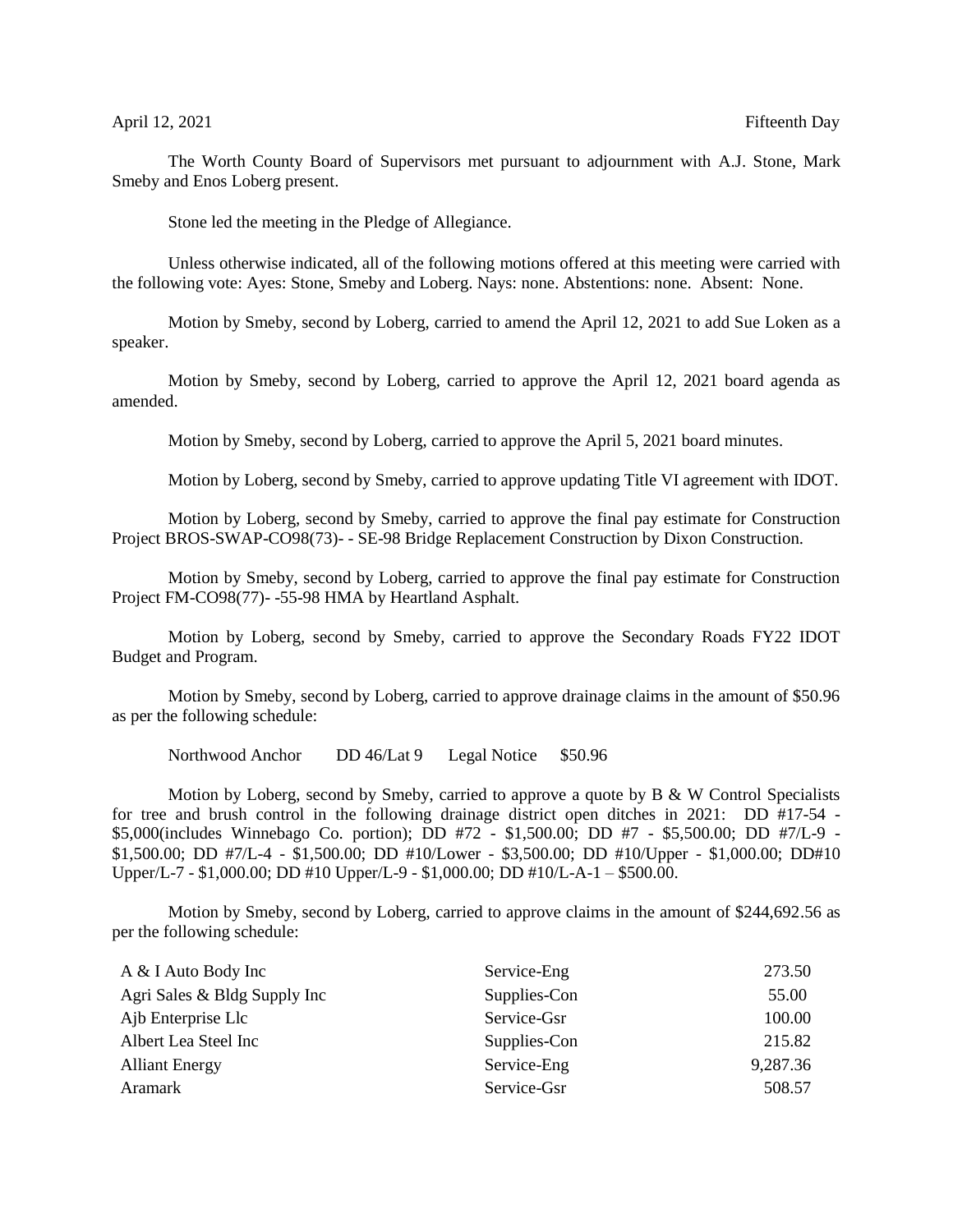April 12, 2021 Fifteenth Day

The Worth County Board of Supervisors met pursuant to adjournment with A.J. Stone, Mark Smeby and Enos Loberg present.

Stone led the meeting in the Pledge of Allegiance.

Unless otherwise indicated, all of the following motions offered at this meeting were carried with the following vote: Ayes: Stone, Smeby and Loberg. Nays: none. Abstentions: none. Absent: None.

Motion by Smeby, second by Loberg, carried to amend the April 12, 2021 to add Sue Loken as a speaker.

Motion by Smeby, second by Loberg, carried to approve the April 12, 2021 board agenda as amended.

Motion by Smeby, second by Loberg, carried to approve the April 5, 2021 board minutes.

Motion by Loberg, second by Smeby, carried to approve updating Title VI agreement with IDOT.

Motion by Loberg, second by Smeby, carried to approve the final pay estimate for Construction Project BROS-SWAP-CO98(73)- - SE-98 Bridge Replacement Construction by Dixon Construction.

Motion by Smeby, second by Loberg, carried to approve the final pay estimate for Construction Project FM-CO98(77)- -55-98 HMA by Heartland Asphalt.

Motion by Loberg, second by Smeby, carried to approve the Secondary Roads FY22 IDOT Budget and Program.

Motion by Smeby, second by Loberg, carried to approve drainage claims in the amount of $50.96 as per the following schedule:

Northwood Anchor DD 46/Lat 9 Legal Notice $50.96

Motion by Loberg, second by Smeby, carried to approve a quote by B & W Control Specialists for tree and brush control in the following drainage district open ditches in 2021: DD #17-54 - $5,000(includes Winnebago Co. portion); DD #72 - $1,500.00; DD #7 - $5,500.00; DD #7/L-9 - $1,500.00; DD #7/L-4 - $1,500.00; DD #10/Lower - $3,500.00; DD #10/Upper - $1,000.00; DD#10 Upper/L-7 - $1,000.00; DD #10 Upper/L-9 - $1,000.00; DD #10/L-A-1 – $500.00.

Motion by Smeby, second by Loberg, carried to approve claims in the amount of $244,692.56 as per the following schedule:

| | | |
|---|---|---|
| A & I Auto Body Inc | Service-Eng | 273.50 |
| Agri Sales & Bldg Supply Inc | Supplies-Con | 55.00 |
| Ajb Enterprise Llc | Service-Gsr | 100.00 |
| Albert Lea Steel Inc | Supplies-Con | 215.82 |
| Alliant Energy | Service-Eng | 9,287.36 |
| Aramark | Service-Gsr | 508.57 |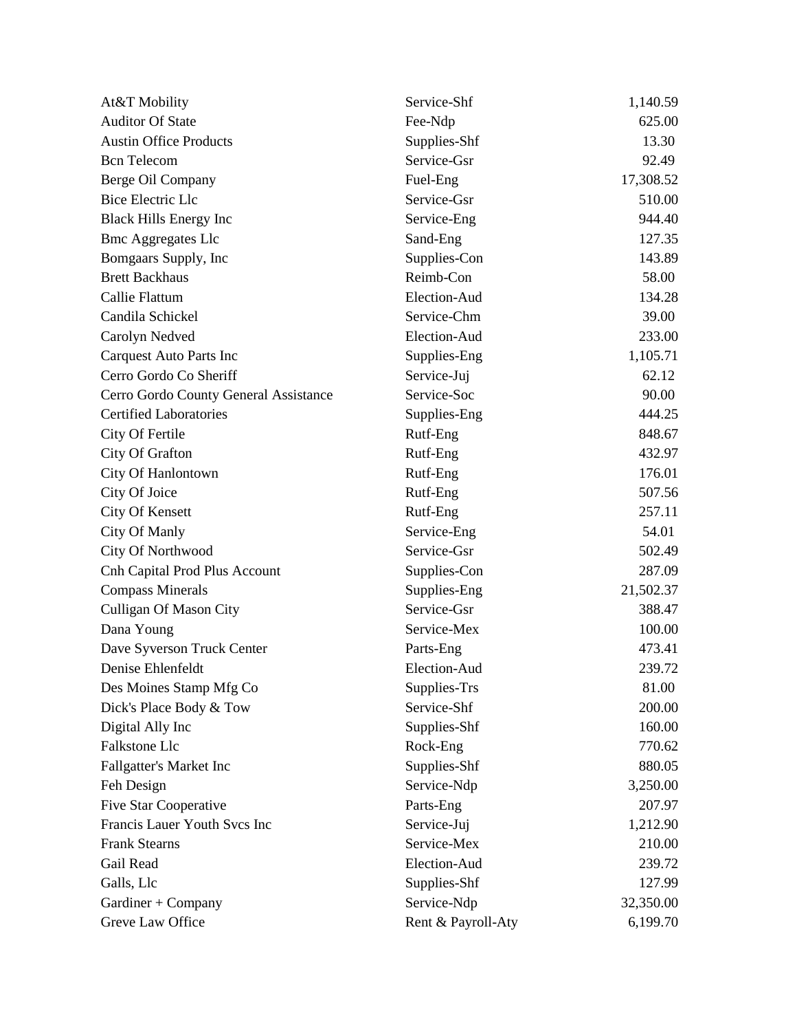| | | |
|---|---|---|
| At&T Mobility | Service-Shf | 1,140.59 |
| Auditor Of State | Fee-Ndp | 625.00 |
| Austin Office Products | Supplies-Shf | 13.30 |
| Bcn Telecom | Service-Gsr | 92.49 |
| Berge Oil Company | Fuel-Eng | 17,308.52 |
| Bice Electric Llc | Service-Gsr | 510.00 |
| Black Hills Energy Inc | Service-Eng | 944.40 |
| Bmc Aggregates Llc | Sand-Eng | 127.35 |
| Bomgaars Supply, Inc | Supplies-Con | 143.89 |
| Brett Backhaus | Reimb-Con | 58.00 |
| Callie Flattum | Election-Aud | 134.28 |
| Candila Schickel | Service-Chm | 39.00 |
| Carolyn Nedved | Election-Aud | 233.00 |
| Carquest Auto Parts Inc | Supplies-Eng | 1,105.71 |
| Cerro Gordo Co Sheriff | Service-Juj | 62.12 |
| Cerro Gordo County General Assistance | Service-Soc | 90.00 |
| Certified Laboratories | Supplies-Eng | 444.25 |
| City Of Fertile | Rutf-Eng | 848.67 |
| City Of Grafton | Rutf-Eng | 432.97 |
| City Of Hanlontown | Rutf-Eng | 176.01 |
| City Of Joice | Rutf-Eng | 507.56 |
| City Of Kensett | Rutf-Eng | 257.11 |
| City Of Manly | Service-Eng | 54.01 |
| City Of Northwood | Service-Gsr | 502.49 |
| Cnh Capital Prod Plus Account | Supplies-Con | 287.09 |
| Compass Minerals | Supplies-Eng | 21,502.37 |
| Culligan Of Mason City | Service-Gsr | 388.47 |
| Dana Young | Service-Mex | 100.00 |
| Dave Syverson Truck Center | Parts-Eng | 473.41 |
| Denise Ehlenfeldt | Election-Aud | 239.72 |
| Des Moines Stamp Mfg Co | Supplies-Trs | 81.00 |
| Dick's Place Body & Tow | Service-Shf | 200.00 |
| Digital Ally Inc | Supplies-Shf | 160.00 |
| Falkstone Llc | Rock-Eng | 770.62 |
| Fallgatter's Market Inc | Supplies-Shf | 880.05 |
| Feh Design | Service-Ndp | 3,250.00 |
| Five Star Cooperative | Parts-Eng | 207.97 |
| Francis Lauer Youth Svcs Inc | Service-Juj | 1,212.90 |
| Frank Stearns | Service-Mex | 210.00 |
| Gail Read | Election-Aud | 239.72 |
| Galls, Llc | Supplies-Shf | 127.99 |
| Gardiner + Company | Service-Ndp | 32,350.00 |
| Greve Law Office | Rent & Payroll-Aty | 6,199.70 |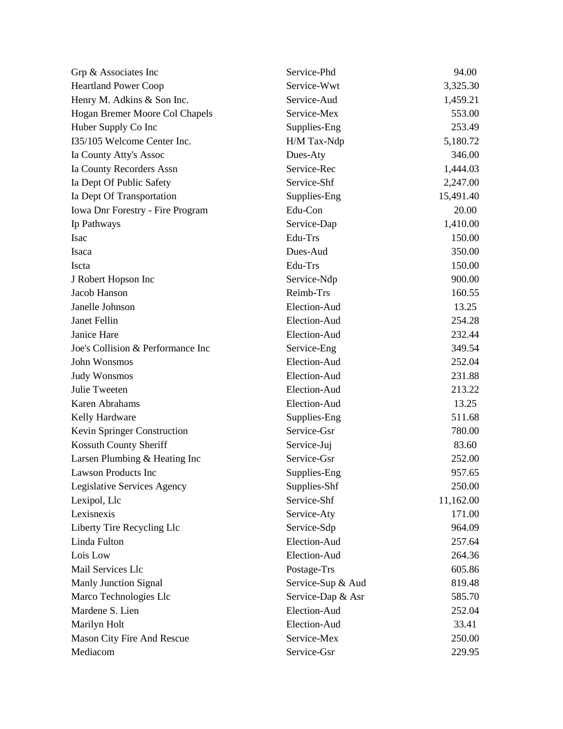| | | |
|---|---|---|
| Grp & Associates Inc | Service-Phd | 94.00 |
| Heartland Power Coop | Service-Wwt | 3,325.30 |
| Henry M. Adkins & Son Inc. | Service-Aud | 1,459.21 |
| Hogan Bremer Moore Col Chapels | Service-Mex | 553.00 |
| Huber Supply Co Inc | Supplies-Eng | 253.49 |
| I35/105 Welcome Center Inc. | H/M Tax-Ndp | 5,180.72 |
| Ia County Atty's Assoc | Dues-Aty | 346.00 |
| Ia County Recorders Assn | Service-Rec | 1,444.03 |
| Ia Dept Of Public Safety | Service-Shf | 2,247.00 |
| Ia Dept Of Transportation | Supplies-Eng | 15,491.40 |
| Iowa Dnr Forestry - Fire Program | Edu-Con | 20.00 |
| Ip Pathways | Service-Dap | 1,410.00 |
| Isac | Edu-Trs | 150.00 |
| Isaca | Dues-Aud | 350.00 |
| Iscta | Edu-Trs | 150.00 |
| J Robert Hopson Inc | Service-Ndp | 900.00 |
| Jacob Hanson | Reimb-Trs | 160.55 |
| Janelle Johnson | Election-Aud | 13.25 |
| Janet Fellin | Election-Aud | 254.28 |
| Janice Hare | Election-Aud | 232.44 |
| Joe's Collision & Performance Inc | Service-Eng | 349.54 |
| John Wonsmos | Election-Aud | 252.04 |
| Judy Wonsmos | Election-Aud | 231.88 |
| Julie Tweeten | Election-Aud | 213.22 |
| Karen Abrahams | Election-Aud | 13.25 |
| Kelly Hardware | Supplies-Eng | 511.68 |
| Kevin Springer Construction | Service-Gsr | 780.00 |
| Kossuth County Sheriff | Service-Juj | 83.60 |
| Larsen Plumbing & Heating Inc | Service-Gsr | 252.00 |
| Lawson Products Inc | Supplies-Eng | 957.65 |
| Legislative Services Agency | Supplies-Shf | 250.00 |
| Lexipol, Llc | Service-Shf | 11,162.00 |
| Lexisnexis | Service-Aty | 171.00 |
| Liberty Tire Recycling Llc | Service-Sdp | 964.09 |
| Linda Fulton | Election-Aud | 257.64 |
| Lois Low | Election-Aud | 264.36 |
| Mail Services Llc | Postage-Trs | 605.86 |
| Manly Junction Signal | Service-Sup & Aud | 819.48 |
| Marco Technologies Llc | Service-Dap & Asr | 585.70 |
| Mardene S. Lien | Election-Aud | 252.04 |
| Marilyn Holt | Election-Aud | 33.41 |
| Mason City Fire And Rescue | Service-Mex | 250.00 |
| Mediacom | Service-Gsr | 229.95 |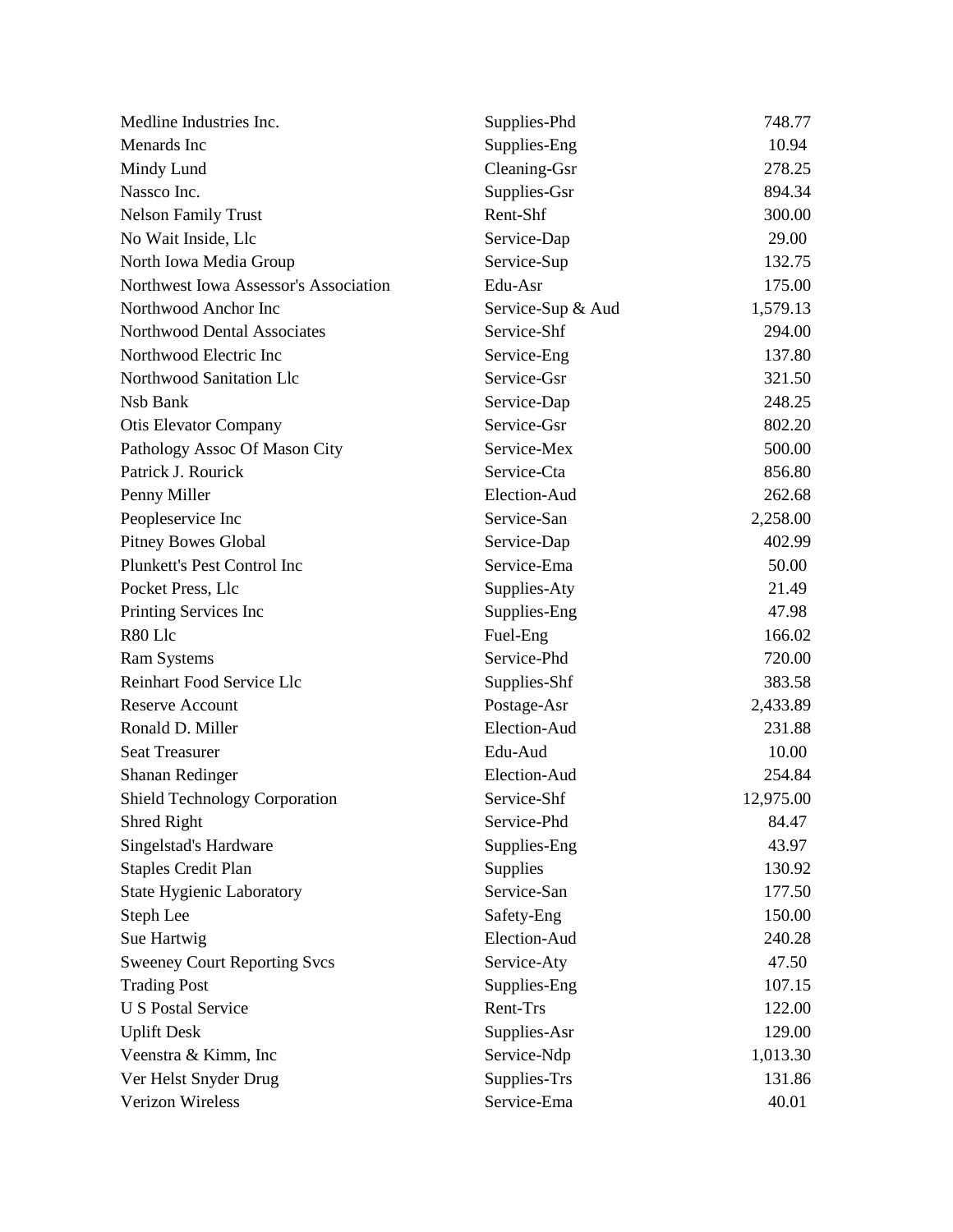| | | |
|---|---|---|
| Medline Industries Inc. | Supplies-Phd | 748.77 |
| Menards Inc | Supplies-Eng | 10.94 |
| Mindy Lund | Cleaning-Gsr | 278.25 |
| Nassco Inc. | Supplies-Gsr | 894.34 |
| Nelson Family Trust | Rent-Shf | 300.00 |
| No Wait Inside, Llc | Service-Dap | 29.00 |
| North Iowa Media Group | Service-Sup | 132.75 |
| Northwest Iowa Assessor's Association | Edu-Asr | 175.00 |
| Northwood Anchor Inc | Service-Sup & Aud | 1,579.13 |
| Northwood Dental Associates | Service-Shf | 294.00 |
| Northwood Electric Inc | Service-Eng | 137.80 |
| Northwood Sanitation Llc | Service-Gsr | 321.50 |
| Nsb Bank | Service-Dap | 248.25 |
| Otis Elevator Company | Service-Gsr | 802.20 |
| Pathology Assoc Of Mason City | Service-Mex | 500.00 |
| Patrick J. Rourick | Service-Cta | 856.80 |
| Penny Miller | Election-Aud | 262.68 |
| Peopleservice Inc | Service-San | 2,258.00 |
| Pitney Bowes Global | Service-Dap | 402.99 |
| Plunkett's Pest Control Inc | Service-Ema | 50.00 |
| Pocket Press, Llc | Supplies-Aty | 21.49 |
| Printing Services Inc | Supplies-Eng | 47.98 |
| R80 Llc | Fuel-Eng | 166.02 |
| Ram Systems | Service-Phd | 720.00 |
| Reinhart Food Service Llc | Supplies-Shf | 383.58 |
| Reserve Account | Postage-Asr | 2,433.89 |
| Ronald D. Miller | Election-Aud | 231.88 |
| Seat Treasurer | Edu-Aud | 10.00 |
| Shanan Redinger | Election-Aud | 254.84 |
| Shield Technology Corporation | Service-Shf | 12,975.00 |
| Shred Right | Service-Phd | 84.47 |
| Singelstad's Hardware | Supplies-Eng | 43.97 |
| Staples Credit Plan | Supplies | 130.92 |
| State Hygienic Laboratory | Service-San | 177.50 |
| Steph Lee | Safety-Eng | 150.00 |
| Sue Hartwig | Election-Aud | 240.28 |
| Sweeney Court Reporting Svcs | Service-Aty | 47.50 |
| Trading Post | Supplies-Eng | 107.15 |
| U S Postal Service | Rent-Trs | 122.00 |
| Uplift Desk | Supplies-Asr | 129.00 |
| Veenstra & Kimm, Inc | Service-Ndp | 1,013.30 |
| Ver Helst Snyder Drug | Supplies-Trs | 131.86 |
| Verizon Wireless | Service-Ema | 40.01 |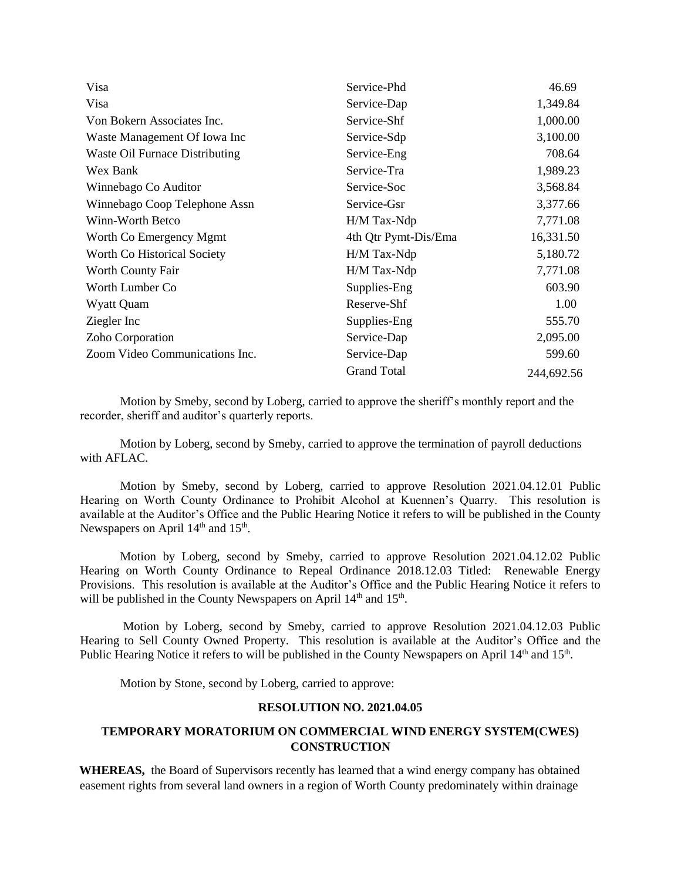| | | |
|---|---|---|
| Visa | Service-Phd | 46.69 |
| Visa | Service-Dap | 1,349.84 |
| Von Bokern Associates Inc. | Service-Shf | 1,000.00 |
| Waste Management Of Iowa Inc | Service-Sdp | 3,100.00 |
| Waste Oil Furnace Distributing | Service-Eng | 708.64 |
| Wex Bank | Service-Tra | 1,989.23 |
| Winnebago Co Auditor | Service-Soc | 3,568.84 |
| Winnebago Coop Telephone Assn | Service-Gsr | 3,377.66 |
| Winn-Worth Betco | H/M Tax-Ndp | 7,771.08 |
| Worth Co Emergency Mgmt | 4th Qtr Pymt-Dis/Ema | 16,331.50 |
| Worth Co Historical Society | H/M Tax-Ndp | 5,180.72 |
| Worth County Fair | H/M Tax-Ndp | 7,771.08 |
| Worth Lumber Co | Supplies-Eng | 603.90 |
| Wyatt Quam | Reserve-Shf | 1.00 |
| Ziegler Inc | Supplies-Eng | 555.70 |
| Zoho Corporation | Service-Dap | 2,095.00 |
| Zoom Video Communications Inc. | Service-Dap | 599.60 |
| | Grand Total | 244,692.56 |

Motion by Smeby, second by Loberg, carried to approve the sheriff's monthly report and the recorder, sheriff and auditor's quarterly reports.

Motion by Loberg, second by Smeby, carried to approve the termination of payroll deductions with AFLAC.

Motion by Smeby, second by Loberg, carried to approve Resolution 2021.04.12.01 Public Hearing on Worth County Ordinance to Prohibit Alcohol at Kuennen's Quarry. This resolution is available at the Auditor's Office and the Public Hearing Notice it refers to will be published in the County Newspapers on April 14th and 15th.

Motion by Loberg, second by Smeby, carried to approve Resolution 2021.04.12.02 Public Hearing on Worth County Ordinance to Repeal Ordinance 2018.12.03 Titled: Renewable Energy Provisions. This resolution is available at the Auditor's Office and the Public Hearing Notice it refers to will be published in the County Newspapers on April 14th and 15th.

Motion by Loberg, second by Smeby, carried to approve Resolution 2021.04.12.03 Public Hearing to Sell County Owned Property. This resolution is available at the Auditor's Office and the Public Hearing Notice it refers to will be published in the County Newspapers on April 14th and 15th.

Motion by Stone, second by Loberg, carried to approve:

**RESOLUTION NO. 2021.04.05**

**TEMPORARY MORATORIUM ON COMMERCIAL WIND ENERGY SYSTEM(CWES) CONSTRUCTION**

**WHEREAS,** the Board of Supervisors recently has learned that a wind energy company has obtained easement rights from several land owners in a region of Worth County predominately within drainage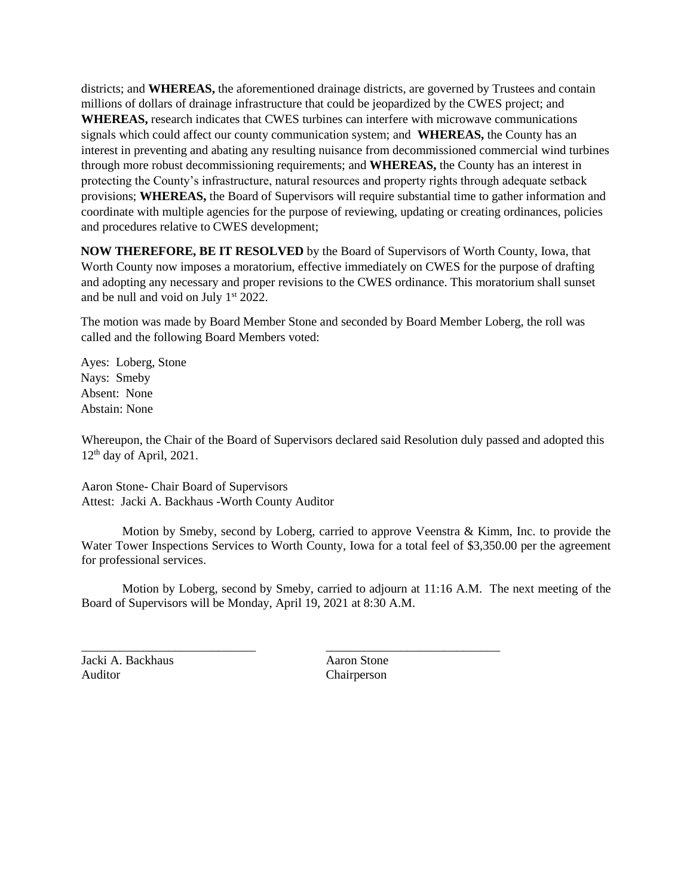districts; and **WHEREAS,** the aforementioned drainage districts, are governed by Trustees and contain millions of dollars of drainage infrastructure that could be jeopardized by the CWES project; and **WHEREAS,** research indicates that CWES turbines can interfere with microwave communications signals which could affect our county communication system; and **WHEREAS,** the County has an interest in preventing and abating any resulting nuisance from decommissioned commercial wind turbines through more robust decommissioning requirements; and **WHEREAS,** the County has an interest in protecting the County's infrastructure, natural resources and property rights through adequate setback provisions; **WHEREAS,** the Board of Supervisors will require substantial time to gather information and coordinate with multiple agencies for the purpose of reviewing, updating or creating ordinances, policies and procedures relative to CWES development;

**NOW THEREFORE, BE IT RESOLVED** by the Board of Supervisors of Worth County, Iowa, that Worth County now imposes a moratorium, effective immediately on CWES for the purpose of drafting and adopting any necessary and proper revisions to the CWES ordinance. This moratorium shall sunset and be null and void on July 1st 2022.

The motion was made by Board Member Stone and seconded by Board Member Loberg, the roll was called and the following Board Members voted:

Ayes: Loberg, Stone
Nays: Smeby
Absent: None
Abstain: None

Whereupon, the Chair of the Board of Supervisors declared said Resolution duly passed and adopted this 12th day of April, 2021.

Aaron Stone- Chair Board of Supervisors
Attest: Jacki A. Backhaus -Worth County Auditor

Motion by Smeby, second by Loberg, carried to approve Veenstra & Kimm, Inc. to provide the Water Tower Inspections Services to Worth County, Iowa for a total feel of $3,350.00 per the agreement for professional services.

Motion by Loberg, second by Smeby, carried to adjourn at 11:16 A.M. The next meeting of the Board of Supervisors will be Monday, April 19, 2021 at 8:30 A.M.

| | |
|---|---|
| \_\_\_\_\_\_\_\_\_\_\_\_\_\_\_\_\_\_\_\_\_\_\_\_\_\_\_\_ | \_\_\_\_\_\_\_\_\_\_\_\_\_\_\_\_\_\_\_\_\_\_\_\_\_\_\_\_ |
| Jacki A. Backhaus | Aaron Stone |
| Auditor | Chairperson |